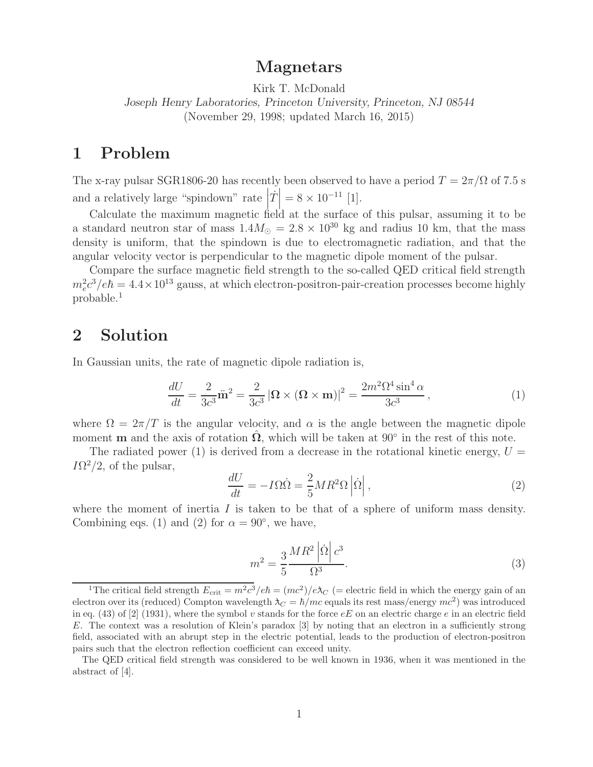# Magnetars

Kirk T. McDonald

*Joseph Henry Laboratories, Princeton University, Princeton, NJ 08544*

(November 29, 1998; updated March 16, 2015)

## 1 Problem

The x-ray pulsar SGR1806-20 has recently been observed to have a period $T = 2\pi/\Omega$ of 7.5 s and a relatively large "spindown" rate $\left|\dot{T}\right| = 8 \times 10^{-11}$ [1].

Calculate the maximum magnetic field at the surface of this pulsar, assuming it to be a standard neutron star of mass $1.4M_\odot = 2.8 \times 10^{30}$ kg and radius 10 km, that the mass density is uniform, that the spindown is due to electromagnetic radiation, and that the angular velocity vector is perpendicular to the magnetic dipole moment of the pulsar.

Compare the surface magnetic field strength to the so-called QED critical field strength $m_e^2 c^3/e\hbar = 4.4 \times 10^{13}$ gauss, at which electron-positron-pair-creation processes become highly probable.[1]

## 2 Solution

In Gaussian units, the rate of magnetic dipole radiation is,

$$\frac{dU}{dt} = \frac{2}{3c^3}\ddot{\mathbf{m}}^2 = \frac{2}{3c^3}\left|\mathbf{\Omega} \times (\mathbf{\Omega} \times \mathbf{m})\right|^2 = \frac{2m^2\Omega^4 \sin^4 \alpha}{3c^3}\,, \tag{1}$$

where $\Omega = 2\pi/T$ is the angular velocity, and $\alpha$ is the angle between the magnetic dipole moment $\mathbf{m}$ and the axis of rotation $\hat{\mathbf{\Omega}}$, which will be taken at 90° in the rest of this note.

The radiated power (1) is derived from a decrease in the rotational kinetic energy, $U = I\Omega^2/2$, of the pulsar,

$$\frac{dU}{dt} = -I\Omega\dot{\Omega} = \frac{2}{5}MR^2\Omega\left|\dot{\Omega}\right|, \tag{2}$$

where the moment of inertia $I$ is taken to be that of a sphere of uniform mass density. Combining eqs. (1) and (2) for $\alpha = 90°$, we have,

$$m^2 = \frac{3}{5}\frac{MR^2\left|\dot{\Omega}\right|c^3}{\Omega^3}. \tag{3}$$

---

[1] The critical field strength $E_{\text{crit}} = m^2c^3/e\hbar = (mc^2)/e\lambdabar_C$ (= electric field in which the energy gain of an electron over its (reduced) Compton wavelength $\lambdabar_C = \hbar/mc$ equals its rest mass/energy $mc^2$) was introduced in eq. (43) of [2] (1931), where the symbol $v$ stands for the force $eE$ on an electric charge $e$ in an electric field $E$. The context was a resolution of Klein's paradox [3] by noting that an electron in a sufficiently strong field, associated with an abrupt step in the electric potential, leads to the production of electron-positron pairs such that the electron reflection coefficient can exceed unity.

The QED critical field strength was considered to be well known in 1936, when it was mentioned in the abstract of [4].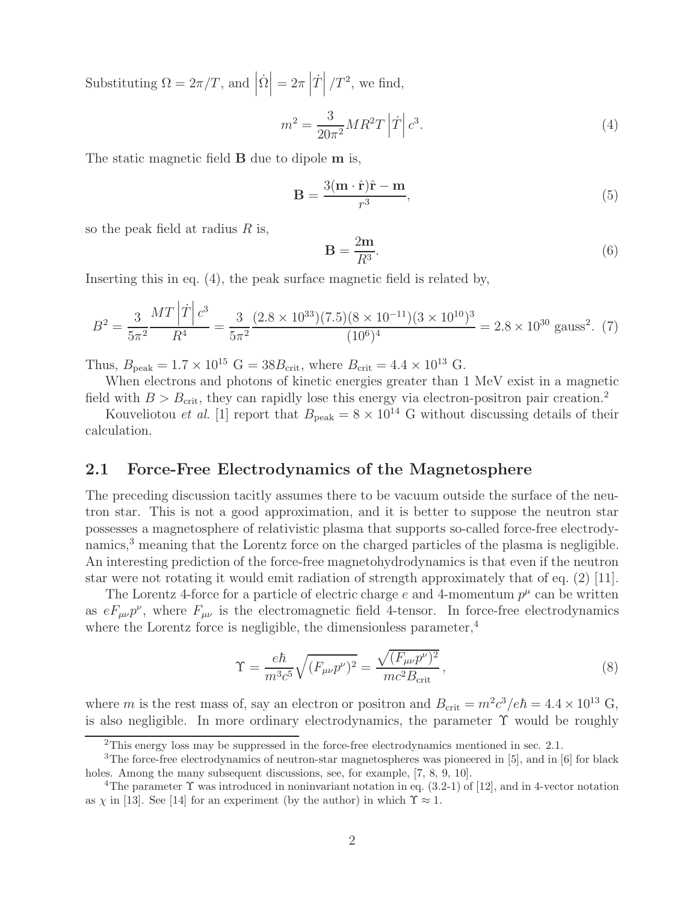Substituting $\Omega = 2\pi/T$, and $\left|\dot{\Omega}\right| = 2\pi \left|\dot{T}\right|/T^2$, we find,

$$m^2 = \frac{3}{20\pi^2} M R^2 T \left|\dot{T}\right| c^3. \tag{4}$$

The static magnetic field $\mathbf{B}$ due to dipole $\mathbf{m}$ is,

$$\mathbf{B} = \frac{3(\mathbf{m}\cdot\hat{\mathbf{r}})\hat{\mathbf{r}} - \mathbf{m}}{r^3}, \tag{5}$$

so the peak field at radius $R$ is,

$$\mathbf{B} = \frac{2\mathbf{m}}{R^3}. \tag{6}$$

Inserting this in eq. (4), the peak surface magnetic field is related by,

$$B^2 = \frac{3}{5\pi^2}\frac{MT\left|\dot{T}\right|c^3}{R^4} = \frac{3}{5\pi^2}\frac{(2.8\times10^{33})(7.5)(8\times10^{-11})(3\times10^{10})^3}{(10^6)^4} = 2.8\times10^{30}\ \text{gauss}^2. \tag{7}$$

Thus, $B_{\text{peak}} = 1.7\times10^{15}$ G $= 38 B_{\text{crit}}$, where $B_{\text{crit}} = 4.4\times10^{13}$ G.

When electrons and photons of kinetic energies greater than 1 MeV exist in a magnetic field with $B > B_{\text{crit}}$, they can rapidly lose this energy via electron-positron pair creation.[2]

Kouveliotou *et al.* [1] report that $B_{\text{peak}} = 8\times10^{14}$ G without discussing details of their calculation.

## 2.1 Force-Free Electrodynamics of the Magnetosphere

The preceding discussion tacitly assumes there to be vacuum outside the surface of the neutron star. This is not a good approximation, and it is better to suppose the neutron star possesses a magnetosphere of relativistic plasma that supports so-called force-free electrodynamics,[3] meaning that the Lorentz force on the charged particles of the plasma is negligible. An interesting prediction of the force-free magnetohydrodynamics is that even if the neutron star were not rotating it would emit radiation of strength approximately that of eq. (2) [11].

The Lorentz 4-force for a particle of electric charge $e$ and 4-momentum $p^\mu$ can be written as $eF_{\mu\nu}p^\nu$, where $F_{\mu\nu}$ is the electromagnetic field 4-tensor. In force-free electrodynamics where the Lorentz force is negligible, the dimensionless parameter,[4]

$$\Upsilon = \frac{e\hbar}{m^3c^5}\sqrt{(F_{\mu\nu}p^\nu)^2} = \frac{\sqrt{(F_{\mu\nu}p^\nu)^2}}{mc^2 B_{\text{crit}}}, \tag{8}$$

where $m$ is the rest mass of, say an electron or positron and $B_{\text{crit}} = m^2c^3/e\hbar = 4.4\times10^{13}$ G, is also negligible. In more ordinary electrodynamics, the parameter $\Upsilon$ would be roughly

---

[2] This energy loss may be suppressed in the force-free electrodynamics mentioned in sec. 2.1.

[3] The force-free electrodynamics of neutron-star magnetospheres was pioneered in [5], and in [6] for black holes. Among the many subsequent discussions, see, for example, [7, 8, 9, 10].

[4] The parameter $\Upsilon$ was introduced in noninvariant notation in eq. (3.2-1) of [12], and in 4-vector notation as $\chi$ in [13]. See [14] for an experiment (by the author) in which $\Upsilon \approx 1$.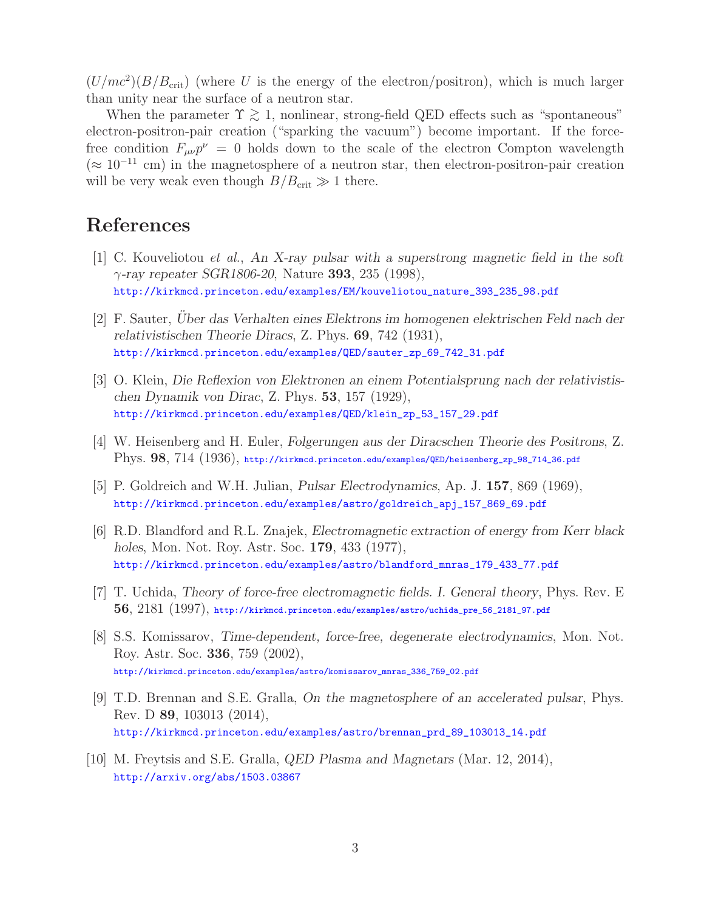$(U/mc^2)(B/B_{\rm crit})$ (where $U$ is the energy of the electron/positron), which is much larger than unity near the surface of a neutron star.

When the parameter $\Upsilon \gtrsim 1$, nonlinear, strong-field QED effects such as "spontaneous" electron-positron-pair creation ("sparking the vacuum") become important. If the force-free condition $F_{\mu\nu} p^\nu = 0$ holds down to the scale of the electron Compton wavelength ($\approx 10^{-11}$ cm) in the magnetosphere of a neutron star, then electron-positron-pair creation will be very weak even though $B/B_{\rm crit} \gg 1$ there.

# References

[1] C. Kouveliotou *et al.*, *An X-ray pulsar with a superstrong magnetic field in the soft γ-ray repeater SGR1806-20*, Nature **393**, 235 (1998),
http://kirkmcd.princeton.edu/examples/EM/kouveliotou_nature_393_235_98.pdf

[2] F. Sauter, *Über das Verhalten eines Elektrons im homogenen elektrischen Feld nach der relativistischen Theorie Diracs*, Z. Phys. **69**, 742 (1931),
http://kirkmcd.princeton.edu/examples/QED/sauter_zp_69_742_31.pdf

[3] O. Klein, *Die Reflexion von Elektronen an einem Potentialsprung nach der relativistischen Dynamik von Dirac*, Z. Phys. **53**, 157 (1929),
http://kirkmcd.princeton.edu/examples/QED/klein_zp_53_157_29.pdf

[4] W. Heisenberg and H. Euler, *Folgerungen aus der Diracschen Theorie des Positrons*, Z. Phys. **98**, 714 (1936), http://kirkmcd.princeton.edu/examples/QED/heisenberg_zp_98_714_36.pdf

[5] P. Goldreich and W.H. Julian, *Pulsar Electrodynamics*, Ap. J. **157**, 869 (1969),
http://kirkmcd.princeton.edu/examples/astro/goldreich_apj_157_869_69.pdf

[6] R.D. Blandford and R.L. Znajek, *Electromagnetic extraction of energy from Kerr black holes*, Mon. Not. Roy. Astr. Soc. **179**, 433 (1977),
http://kirkmcd.princeton.edu/examples/astro/blandford_mnras_179_433_77.pdf

[7] T. Uchida, *Theory of force-free electromagnetic fields. I. General theory*, Phys. Rev. E **56**, 2181 (1997), http://kirkmcd.princeton.edu/examples/astro/uchida_pre_56_2181_97.pdf

[8] S.S. Komissarov, *Time-dependent, force-free, degenerate electrodynamics*, Mon. Not. Roy. Astr. Soc. **336**, 759 (2002),
http://kirkmcd.princeton.edu/examples/astro/komissarov_mnras_336_759_02.pdf

[9] T.D. Brennan and S.E. Gralla, *On the magnetosphere of an accelerated pulsar*, Phys. Rev. D **89**, 103013 (2014),
http://kirkmcd.princeton.edu/examples/astro/brennan_prd_89_103013_14.pdf

[10] M. Freytsis and S.E. Gralla, *QED Plasma and Magnetars* (Mar. 12, 2014),
http://arxiv.org/abs/1503.03867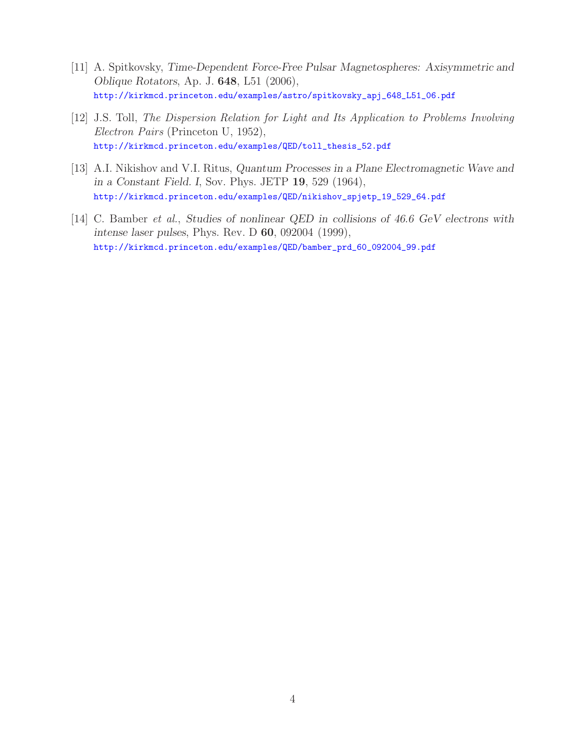[11] A. Spitkovsky, *Time-Dependent Force-Free Pulsar Magnetospheres: Axisymmetric and Oblique Rotators*, Ap. J. **648**, L51 (2006),
http://kirkmcd.princeton.edu/examples/astro/spitkovsky_apj_648_L51_06.pdf

[12] J.S. Toll, *The Dispersion Relation for Light and Its Application to Problems Involving Electron Pairs* (Princeton U, 1952),
http://kirkmcd.princeton.edu/examples/QED/toll_thesis_52.pdf

[13] A.I. Nikishov and V.I. Ritus, *Quantum Processes in a Plane Electromagnetic Wave and in a Constant Field. I*, Sov. Phys. JETP **19**, 529 (1964),
http://kirkmcd.princeton.edu/examples/QED/nikishov_spjetp_19_529_64.pdf

[14] C. Bamber *et al.*, *Studies of nonlinear QED in collisions of 46.6 GeV electrons with intense laser pulses*, Phys. Rev. D **60**, 092004 (1999),
http://kirkmcd.princeton.edu/examples/QED/bamber_prd_60_092004_99.pdf